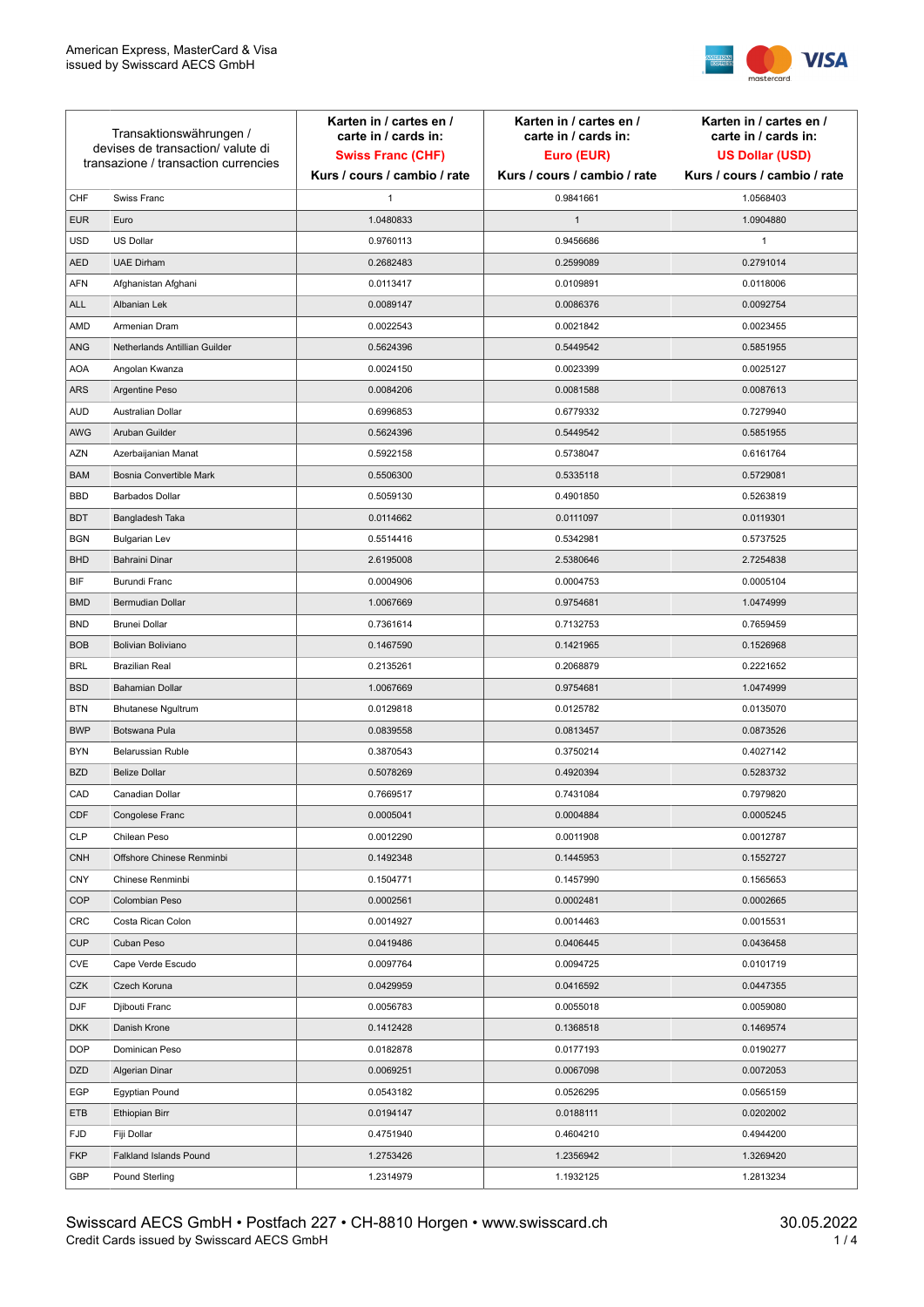American Express, MasterCard & Visa
issued by Swisscard AECS GmbH

| Transaktionswährungen / devises de transaction/ valute di transazione / transaction currencies | | Karten in / cartes en / carte in / cards in: **Swiss Franc (CHF)** Kurs / cours / cambio / rate | Karten in / cartes en / carte in / cards in: **Euro (EUR)** Kurs / cours / cambio / rate | Karten in / cartes en / carte in / cards in: **US Dollar (USD)** Kurs / cours / cambio / rate |
|---|---|---|---|---|
| CHF | Swiss Franc | 1 | 0.9841661 | 1.0568403 |
| EUR | Euro | 1.0480833 | 1 | 1.0904880 |
| USD | US Dollar | 0.9760113 | 0.9456686 | 1 |
| AED | UAE Dirham | 0.2682483 | 0.2599089 | 0.2791014 |
| AFN | Afghanistan Afghani | 0.0113417 | 0.0109891 | 0.0118006 |
| ALL | Albanian Lek | 0.0089147 | 0.0086376 | 0.0092754 |
| AMD | Armenian Dram | 0.0022543 | 0.0021842 | 0.0023455 |
| ANG | Netherlands Antillian Guilder | 0.5624396 | 0.5449542 | 0.5851955 |
| AOA | Angolan Kwanza | 0.0024150 | 0.0023399 | 0.0025127 |
| ARS | Argentine Peso | 0.0084206 | 0.0081588 | 0.0087613 |
| AUD | Australian Dollar | 0.6996853 | 0.6779332 | 0.7279940 |
| AWG | Aruban Guilder | 0.5624396 | 0.5449542 | 0.5851955 |
| AZN | Azerbaijanian Manat | 0.5922158 | 0.5738047 | 0.6161764 |
| BAM | Bosnia Convertible Mark | 0.5506300 | 0.5335118 | 0.5729081 |
| BBD | Barbados Dollar | 0.5059130 | 0.4901850 | 0.5263819 |
| BDT | Bangladesh Taka | 0.0114662 | 0.0111097 | 0.0119301 |
| BGN | Bulgarian Lev | 0.5514416 | 0.5342981 | 0.5737525 |
| BHD | Bahraini Dinar | 2.6195008 | 2.5380646 | 2.7254838 |
| BIF | Burundi Franc | 0.0004906 | 0.0004753 | 0.0005104 |
| BMD | Bermudian Dollar | 1.0067669 | 0.9754681 | 1.0474999 |
| BND | Brunei Dollar | 0.7361614 | 0.7132753 | 0.7659459 |
| BOB | Bolivian Boliviano | 0.1467590 | 0.1421965 | 0.1526968 |
| BRL | Brazilian Real | 0.2135261 | 0.2068879 | 0.2221652 |
| BSD | Bahamian Dollar | 1.0067669 | 0.9754681 | 1.0474999 |
| BTN | Bhutanese Ngultrum | 0.0129818 | 0.0125782 | 0.0135070 |
| BWP | Botswana Pula | 0.0839558 | 0.0813457 | 0.0873526 |
| BYN | Belarussian Ruble | 0.3870543 | 0.3750214 | 0.4027142 |
| BZD | Belize Dollar | 0.5078269 | 0.4920394 | 0.5283732 |
| CAD | Canadian Dollar | 0.7669517 | 0.7431084 | 0.7979820 |
| CDF | Congolese Franc | 0.0005041 | 0.0004884 | 0.0005245 |
| CLP | Chilean Peso | 0.0012290 | 0.0011908 | 0.0012787 |
| CNH | Offshore Chinese Renminbi | 0.1492348 | 0.1445953 | 0.1552727 |
| CNY | Chinese Renminbi | 0.1504771 | 0.1457990 | 0.1565653 |
| COP | Colombian Peso | 0.0002561 | 0.0002481 | 0.0002665 |
| CRC | Costa Rican Colon | 0.0014927 | 0.0014463 | 0.0015531 |
| CUP | Cuban Peso | 0.0419486 | 0.0406445 | 0.0436458 |
| CVE | Cape Verde Escudo | 0.0097764 | 0.0094725 | 0.0101719 |
| CZK | Czech Koruna | 0.0429959 | 0.0416592 | 0.0447355 |
| DJF | Djibouti Franc | 0.0056783 | 0.0055018 | 0.0059080 |
| DKK | Danish Krone | 0.1412428 | 0.1368518 | 0.1469574 |
| DOP | Dominican Peso | 0.0182878 | 0.0177193 | 0.0190277 |
| DZD | Algerian Dinar | 0.0069251 | 0.0067098 | 0.0072053 |
| EGP | Egyptian Pound | 0.0543182 | 0.0526295 | 0.0565159 |
| ETB | Ethiopian Birr | 0.0194147 | 0.0188111 | 0.0202002 |
| FJD | Fiji Dollar | 0.4751940 | 0.4604210 | 0.4944200 |
| FKP | Falkland Islands Pound | 1.2753426 | 1.2356942 | 1.3269420 |
| GBP | Pound Sterling | 1.2314979 | 1.1932125 | 1.2813234 |

Swisscard AECS GmbH • Postfach 227 • CH-8810 Horgen • www.swisscard.ch
Credit Cards issued by Swisscard AECS GmbH

30.05.2022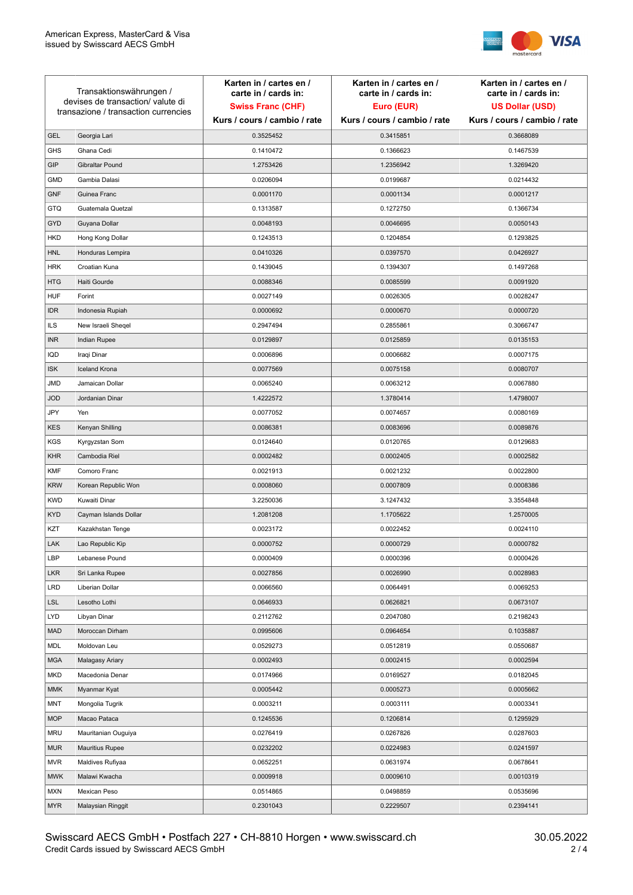| Transaktionswährungen / devises de transaction/ valute di transazione / transaction currencies | | Karten in / cartes en / carte in / cards in: **Swiss Franc (CHF)** Kurs / cours / cambio / rate | Karten in / cartes en / carte in / cards in: **Euro (EUR)** Kurs / cours / cambio / rate | Karten in / cartes en / carte in / cards in: **US Dollar (USD)** Kurs / cours / cambio / rate |
|---|---|---|---|---|
| GEL | Georgia Lari | 0.3525452 | 0.3415851 | 0.3668089 |
| GHS | Ghana Cedi | 0.1410472 | 0.1366623 | 0.1467539 |
| GIP | Gibraltar Pound | 1.2753426 | 1.2356942 | 1.3269420 |
| GMD | Gambia Dalasi | 0.0206094 | 0.0199687 | 0.0214432 |
| GNF | Guinea Franc | 0.0001170 | 0.0001134 | 0.0001217 |
| GTQ | Guatemala Quetzal | 0.1313587 | 0.1272750 | 0.1366734 |
| GYD | Guyana Dollar | 0.0048193 | 0.0046695 | 0.0050143 |
| HKD | Hong Kong Dollar | 0.1243513 | 0.1204854 | 0.1293825 |
| HNL | Honduras Lempira | 0.0410326 | 0.0397570 | 0.0426927 |
| HRK | Croatian Kuna | 0.1439045 | 0.1394307 | 0.1497268 |
| HTG | Haiti Gourde | 0.0088346 | 0.0085599 | 0.0091920 |
| HUF | Forint | 0.0027149 | 0.0026305 | 0.0028247 |
| IDR | Indonesia Rupiah | 0.0000692 | 0.0000670 | 0.0000720 |
| ILS | New Israeli Sheqel | 0.2947494 | 0.2855861 | 0.3066747 |
| INR | Indian Rupee | 0.0129897 | 0.0125859 | 0.0135153 |
| IQD | Iraqi Dinar | 0.0006896 | 0.0006682 | 0.0007175 |
| ISK | Iceland Krona | 0.0077569 | 0.0075158 | 0.0080707 |
| JMD | Jamaican Dollar | 0.0065240 | 0.0063212 | 0.0067880 |
| JOD | Jordanian Dinar | 1.4222572 | 1.3780414 | 1.4798007 |
| JPY | Yen | 0.0077052 | 0.0074657 | 0.0080169 |
| KES | Kenyan Shilling | 0.0086381 | 0.0083696 | 0.0089876 |
| KGS | Kyrgyzstan Som | 0.0124640 | 0.0120765 | 0.0129683 |
| KHR | Cambodia Riel | 0.0002482 | 0.0002405 | 0.0002582 |
| KMF | Comoro Franc | 0.0021913 | 0.0021232 | 0.0022800 |
| KRW | Korean Republic Won | 0.0008060 | 0.0007809 | 0.0008386 |
| KWD | Kuwaiti Dinar | 3.2250036 | 3.1247432 | 3.3554848 |
| KYD | Cayman Islands Dollar | 1.2081208 | 1.1705622 | 1.2570005 |
| KZT | Kazakhstan Tenge | 0.0023172 | 0.0022452 | 0.0024110 |
| LAK | Lao Republic Kip | 0.0000752 | 0.0000729 | 0.0000782 |
| LBP | Lebanese Pound | 0.0000409 | 0.0000396 | 0.0000426 |
| LKR | Sri Lanka Rupee | 0.0027856 | 0.0026990 | 0.0028983 |
| LRD | Liberian Dollar | 0.0066560 | 0.0064491 | 0.0069253 |
| LSL | Lesotho Lothi | 0.0646933 | 0.0626821 | 0.0673107 |
| LYD | Libyan Dinar | 0.2112762 | 0.2047080 | 0.2198243 |
| MAD | Moroccan Dirham | 0.0995606 | 0.0964654 | 0.1035887 |
| MDL | Moldovan Leu | 0.0529273 | 0.0512819 | 0.0550687 |
| MGA | Malagasy Ariary | 0.0002493 | 0.0002415 | 0.0002594 |
| MKD | Macedonia Denar | 0.0174966 | 0.0169527 | 0.0182045 |
| MMK | Myanmar Kyat | 0.0005442 | 0.0005273 | 0.0005662 |
| MNT | Mongolia Tugrik | 0.0003211 | 0.0003111 | 0.0003341 |
| MOP | Macao Pataca | 0.1245536 | 0.1206814 | 0.1295929 |
| MRU | Mauritanian Ouguiya | 0.0276419 | 0.0267826 | 0.0287603 |
| MUR | Mauritius Rupee | 0.0232202 | 0.0224983 | 0.0241597 |
| MVR | Maldives Rufiyaa | 0.0652251 | 0.0631974 | 0.0678641 |
| MWK | Malawi Kwacha | 0.0009918 | 0.0009610 | 0.0010319 |
| MXN | Mexican Peso | 0.0514865 | 0.0498859 | 0.0535696 |
| MYR | Malaysian Ringgit | 0.2301043 | 0.2229507 | 0.2394141 |

Swisscard AECS GmbH • Postfach 227 • CH-8810 Horgen • www.swisscard.ch
Credit Cards issued by Swisscard AECS GmbH

30.05.2022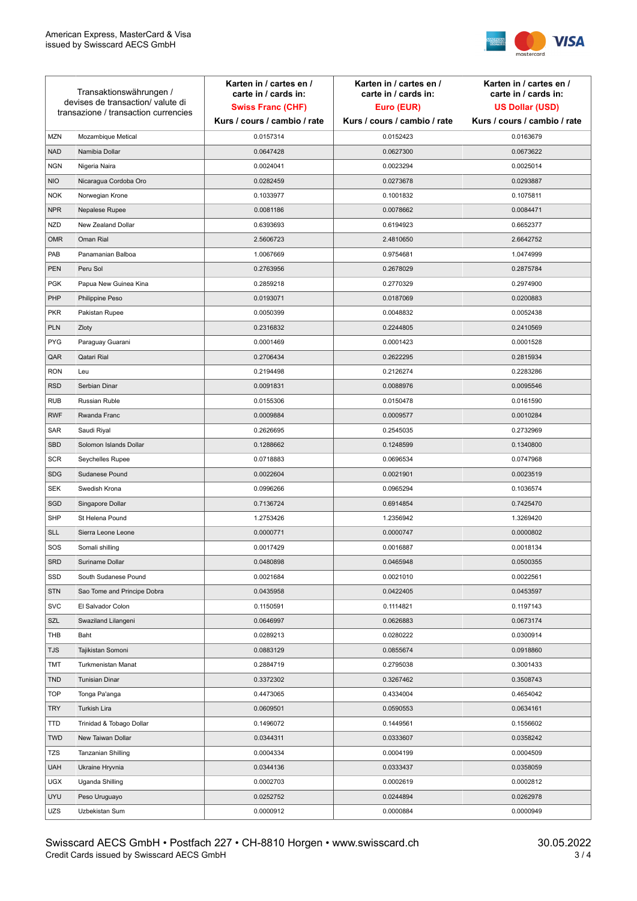| Transaktionswährungen / devises de transaction/ valute di transazione / transaction currencies | | Karten in / cartes en / carte in / cards in: **Swiss Franc (CHF)** Kurs / cours / cambio / rate | Karten in / cartes en / carte in / cards in: **Euro (EUR)** Kurs / cours / cambio / rate | Karten in / cartes en / carte in / cards in: **US Dollar (USD)** Kurs / cours / cambio / rate |
|---|---|---|---|---|
| MZN | Mozambique Metical | 0.0157314 | 0.0152423 | 0.0163679 |
| NAD | Namibia Dollar | 0.0647428 | 0.0627300 | 0.0673622 |
| NGN | Nigeria Naira | 0.0024041 | 0.0023294 | 0.0025014 |
| NIO | Nicaragua Cordoba Oro | 0.0282459 | 0.0273678 | 0.0293887 |
| NOK | Norwegian Krone | 0.1033977 | 0.1001832 | 0.1075811 |
| NPR | Nepalese Rupee | 0.0081186 | 0.0078662 | 0.0084471 |
| NZD | New Zealand Dollar | 0.6393693 | 0.6194923 | 0.6652377 |
| OMR | Oman Rial | 2.5606723 | 2.4810650 | 2.6642752 |
| PAB | Panamanian Balboa | 1.0067669 | 0.9754681 | 1.0474999 |
| PEN | Peru Sol | 0.2763956 | 0.2678029 | 0.2875784 |
| PGK | Papua New Guinea Kina | 0.2859218 | 0.2770329 | 0.2974900 |
| PHP | Philippine Peso | 0.0193071 | 0.0187069 | 0.0200883 |
| PKR | Pakistan Rupee | 0.0050399 | 0.0048832 | 0.0052438 |
| PLN | Zloty | 0.2316832 | 0.2244805 | 0.2410569 |
| PYG | Paraguay Guarani | 0.0001469 | 0.0001423 | 0.0001528 |
| QAR | Qatari Rial | 0.2706434 | 0.2622295 | 0.2815934 |
| RON | Leu | 0.2194498 | 0.2126274 | 0.2283286 |
| RSD | Serbian Dinar | 0.0091831 | 0.0088976 | 0.0095546 |
| RUB | Russian Ruble | 0.0155306 | 0.0150478 | 0.0161590 |
| RWF | Rwanda Franc | 0.0009884 | 0.0009577 | 0.0010284 |
| SAR | Saudi Riyal | 0.2626695 | 0.2545035 | 0.2732969 |
| SBD | Solomon Islands Dollar | 0.1288662 | 0.1248599 | 0.1340800 |
| SCR | Seychelles Rupee | 0.0718883 | 0.0696534 | 0.0747968 |
| SDG | Sudanese Pound | 0.0022604 | 0.0021901 | 0.0023519 |
| SEK | Swedish Krona | 0.0996266 | 0.0965294 | 0.1036574 |
| SGD | Singapore Dollar | 0.7136724 | 0.6914854 | 0.7425470 |
| SHP | St Helena Pound | 1.2753426 | 1.2356942 | 1.3269420 |
| SLL | Sierra Leone Leone | 0.0000771 | 0.0000747 | 0.0000802 |
| SOS | Somali shilling | 0.0017429 | 0.0016887 | 0.0018134 |
| SRD | Suriname Dollar | 0.0480898 | 0.0465948 | 0.0500355 |
| SSD | South Sudanese Pound | 0.0021684 | 0.0021010 | 0.0022561 |
| STN | Sao Tome and Principe Dobra | 0.0435958 | 0.0422405 | 0.0453597 |
| SVC | El Salvador Colon | 0.1150591 | 0.1114821 | 0.1197143 |
| SZL | Swaziland Lilangeni | 0.0646997 | 0.0626883 | 0.0673174 |
| THB | Baht | 0.0289213 | 0.0280222 | 0.0300914 |
| TJS | Tajikistan Somoni | 0.0883129 | 0.0855674 | 0.0918860 |
| TMT | Turkmenistan Manat | 0.2884719 | 0.2795038 | 0.3001433 |
| TND | Tunisian Dinar | 0.3372302 | 0.3267462 | 0.3508743 |
| TOP | Tonga Pa'anga | 0.4473065 | 0.4334004 | 0.4654042 |
| TRY | Turkish Lira | 0.0609501 | 0.0590553 | 0.0634161 |
| TTD | Trinidad & Tobago Dollar | 0.1496072 | 0.1449561 | 0.1556602 |
| TWD | New Taiwan Dollar | 0.0344311 | 0.0333607 | 0.0358242 |
| TZS | Tanzanian Shilling | 0.0004334 | 0.0004199 | 0.0004509 |
| UAH | Ukraine Hryvnia | 0.0344136 | 0.0333437 | 0.0358059 |
| UGX | Uganda Shilling | 0.0002703 | 0.0002619 | 0.0002812 |
| UYU | Peso Uruguayo | 0.0252752 | 0.0244894 | 0.0262978 |
| UZS | Uzbekistan Sum | 0.0000912 | 0.0000884 | 0.0000949 |

Swisscard AECS GmbH • Postfach 227 • CH-8810 Horgen • www.swisscard.ch
Credit Cards issued by Swisscard AECS GmbH

30.05.2022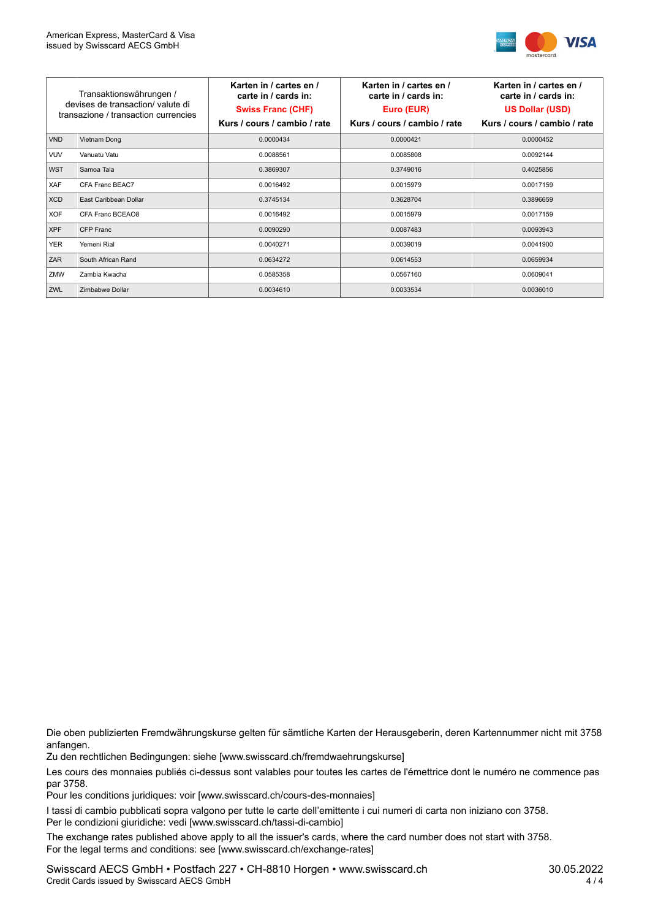| Transaktionswährungen / devises de transaction/ valute di transazione / transaction currencies | | Karten in / cartes en / carte in / cards in: **Swiss Franc (CHF)** Kurs / cours / cambio / rate | Karten in / cartes en / carte in / cards in: **Euro (EUR)** Kurs / cours / cambio / rate | Karten in / cartes en / carte in / cards in: **US Dollar (USD)** Kurs / cours / cambio / rate |
|---|---|---|---|---|
| VND | Vietnam Dong | 0.0000434 | 0.0000421 | 0.0000452 |
| VUV | Vanuatu Vatu | 0.0088561 | 0.0085808 | 0.0092144 |
| WST | Samoa Tala | 0.3869307 | 0.3749016 | 0.4025856 |
| XAF | CFA Franc BEAC7 | 0.0016492 | 0.0015979 | 0.0017159 |
| XCD | East Caribbean Dollar | 0.3745134 | 0.3628704 | 0.3896659 |
| XOF | CFA Franc BCEAO8 | 0.0016492 | 0.0015979 | 0.0017159 |
| XPF | CFP Franc | 0.0090290 | 0.0087483 | 0.0093943 |
| YER | Yemeni Rial | 0.0040271 | 0.0039019 | 0.0041900 |
| ZAR | South African Rand | 0.0634272 | 0.0614553 | 0.0659934 |
| ZMW | Zambia Kwacha | 0.0585358 | 0.0567160 | 0.0609041 |
| ZWL | Zimbabwe Dollar | 0.0034610 | 0.0033534 | 0.0036010 |

Die oben publizierten Fremdwährungskurse gelten für sämtliche Karten der Herausgeberin, deren Kartennummer nicht mit 3758 anfangen.
Zu den rechtlichen Bedingungen: siehe [www.swisscard.ch/fremdwaehrungskurse]

Les cours des monnaies publiés ci-dessus sont valables pour toutes les cartes de l'émettrice dont le numéro ne commence pas par 3758.
Pour les conditions juridiques: voir [www.swisscard.ch/cours-des-monnaies]

I tassi di cambio pubblicati sopra valgono per tutte le carte dell'emittente i cui numeri di carta non iniziano con 3758.
Per le condizioni giuridiche: vedi [www.swisscard.ch/tassi-di-cambio]

The exchange rates published above apply to all the issuer's cards, where the card number does not start with 3758.
For the legal terms and conditions: see [www.swisscard.ch/exchange-rates]

Swisscard AECS GmbH • Postfach 227 • CH-8810 Horgen • www.swisscard.ch
Credit Cards issued by Swisscard AECS GmbH

30.05.2022